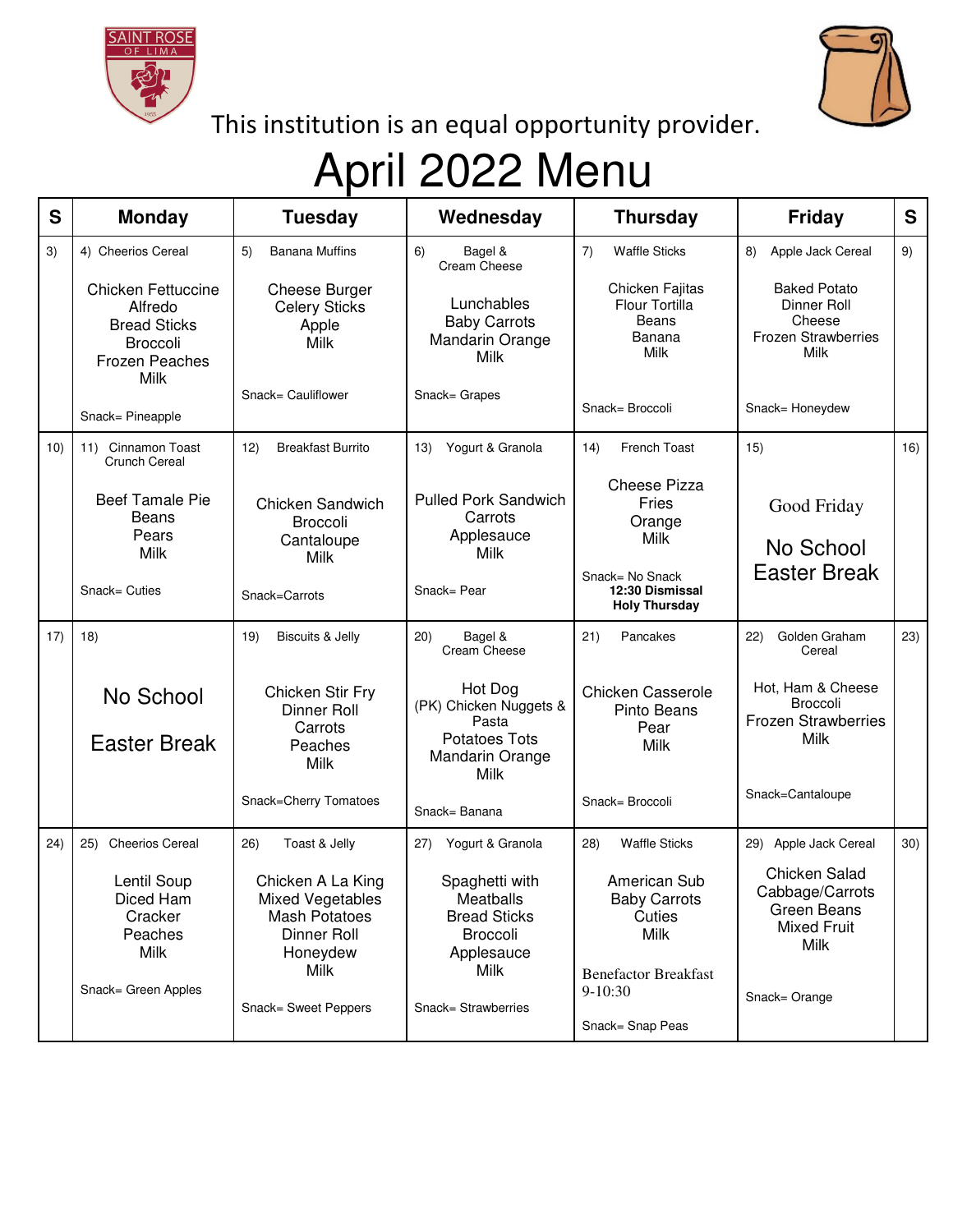This institution is an equal opportunity provider.

# April 2022 Menu

| S | Monday | Tuesday | Wednesday | Thursday | Friday | S |
|---|---|---|---|---|---|---|
| 3) | 4) Cheerios Cereal<br><br>Chicken Fettuccine Alfredo<br>Bread Sticks<br>Broccoli<br>Frozen Peaches<br>Milk<br><br>Snack= Pineapple | 5) Banana Muffins<br><br>Cheese Burger<br>Celery Sticks<br>Apple<br>Milk<br><br>Snack= Cauliflower | 6) Bagel & Cream Cheese<br><br>Lunchables<br>Baby Carrots<br>Mandarin Orange<br>Milk<br><br>Snack= Grapes | 7) Waffle Sticks<br><br>Chicken Fajitas<br>Flour Tortilla<br>Beans<br>Banana<br>Milk<br><br>Snack= Broccoli | 8) Apple Jack Cereal<br><br>Baked Potato<br>Dinner Roll<br>Cheese<br>Frozen Strawberries<br>Milk<br><br>Snack= Honeydew | 9) |
| 10) | 11) Cinnamon Toast Crunch Cereal<br><br>Beef Tamale Pie<br>Beans<br>Pears<br>Milk<br><br>Snack= Cuties | 12) Breakfast Burrito<br><br>Chicken Sandwich<br>Broccoli<br>Cantaloupe<br>Milk<br><br>Snack=Carrots | 13) Yogurt & Granola<br><br>Pulled Pork Sandwich<br>Carrots<br>Applesauce<br>Milk<br><br>Snack= Pear | 14) French Toast<br><br>Cheese Pizza<br>Fries<br>Orange<br>Milk<br><br>Snack= No Snack<br>**12:30 Dismissal**<br>**Holy Thursday** | 15)<br><br>Good Friday<br><br>No School<br>Easter Break | 16) |
| 17) | 18)<br><br>No School<br><br>Easter Break | 19) Biscuits & Jelly<br><br>Chicken Stir Fry<br>Dinner Roll<br>Carrots<br>Peaches<br>Milk<br><br>Snack=Cherry Tomatoes | 20) Bagel & Cream Cheese<br><br>Hot Dog<br>(PK) Chicken Nuggets & Pasta<br>Potatoes Tots<br>Mandarin Orange<br>Milk<br><br>Snack= Banana | 21) Pancakes<br><br>Chicken Casserole<br>Pinto Beans<br>Pear<br>Milk<br><br>Snack= Broccoli | 22) Golden Graham Cereal<br><br>Hot, Ham & Cheese<br>Broccoli<br>Frozen Strawberries<br>Milk<br><br>Snack=Cantaloupe | 23) |
| 24) | 25) Cheerios Cereal<br><br>Lentil Soup<br>Diced Ham<br>Cracker<br>Peaches<br>Milk<br><br>Snack= Green Apples | 26) Toast & Jelly<br><br>Chicken A La King<br>Mixed Vegetables<br>Mash Potatoes<br>Dinner Roll<br>Honeydew<br>Milk<br><br>Snack= Sweet Peppers | 27) Yogurt & Granola<br><br>Spaghetti with Meatballs<br>Bread Sticks<br>Broccoli<br>Applesauce<br>Milk<br><br>Snack= Strawberries | 28) Waffle Sticks<br><br>American Sub<br>Baby Carrots<br>Cuties<br>Milk<br><br>Benefactor Breakfast 9-10:30<br><br>Snack= Snap Peas | 29) Apple Jack Cereal<br><br>Chicken Salad<br>Cabbage/Carrots<br>Green Beans<br>Mixed Fruit<br>Milk<br><br>Snack= Orange | 30) |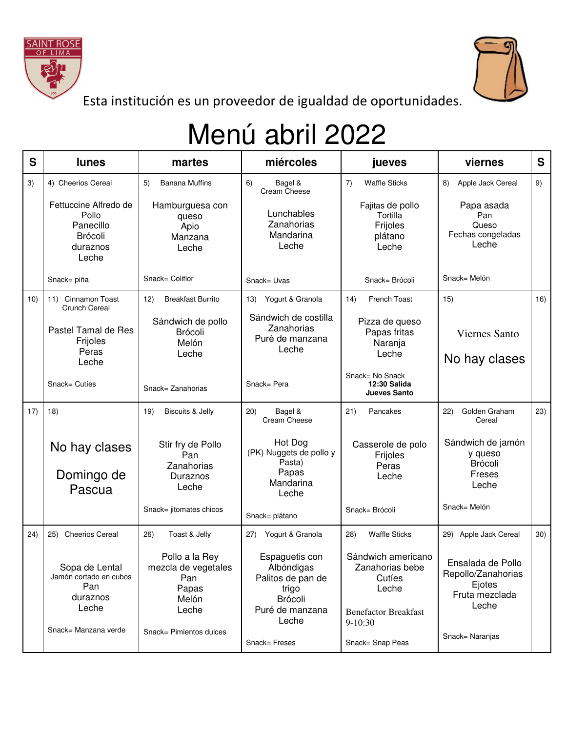SAINT ROSE OF LIMA

Esta institución es un proveedor de igualdad de oportunidades.

# Menú abril 2022

| S | lunes | martes | miércoles | jueves | viernes | S |
|---|---|---|---|---|---|---|
| 3) | 4) Cheerios Cereal<br><br>Fettuccine Alfredo de Pollo<br>Panecillo<br>Brócoli<br>duraznos<br>Leche<br><br>Snack= piña | 5) Banana Muffins<br><br>Hamburguesa con queso<br>Apio<br>Manzana<br>Leche<br><br>Snack= Coliflor | 6) Bagel & Cream Cheese<br><br>Lunchables<br>Zanahorias<br>Mandarina<br>Leche<br><br>Snack= Uvas | 7) Waffle Sticks<br><br>Fajitas de pollo<br>Tortilla<br>Frijoles<br>plátano<br>Leche<br><br>Snack= Brócoli | 8) Apple Jack Cereal<br><br>Papa asada<br>Pan<br>Queso<br>Fechas congeladas<br>Leche<br><br>Snack= Melón | 9) |
| 10) | 11) Cinnamon Toast Crunch Cereal<br><br>Pastel Tamal de Res<br>Frijoles<br>Peras<br>Leche<br><br>Snack= Cutíes | 12) Breakfast Burrito<br><br>Sándwich de pollo<br>Brócoli<br>Melón<br>Leche<br><br>Snack= Zanahorias | 13) Yogurt & Granola<br><br>Sándwich de costilla<br>Zanahorias<br>Puré de manzana<br>Leche<br><br>Snack= Pera | 14) French Toast<br><br>Pizza de queso<br>Papas fritas<br>Naranja<br>Leche<br><br>Snack= No Snack<br>**12:30 Salida Jueves Santo** | 15)<br><br>Viernes Santo<br><br>No hay clases | 16) |
| 17) | 18)<br><br>No hay clases<br><br>Domingo de Pascua | 19) Biscuits & Jelly<br><br>Stir fry de Pollo<br>Pan<br>Zanahorias<br>Duraznos<br>Leche<br><br>Snack= jitomates chicos | 20) Bagel & Cream Cheese<br><br>Hot Dog<br>(PK) Nuggets de pollo y Pasta)<br>Papas<br>Mandarina<br>Leche<br><br>Snack= plátano | 21) Pancakes<br><br>Casserole de polo<br>Frijoles<br>Peras<br>Leche<br><br>Snack= Brócoli | 22) Golden Graham Cereal<br><br>Sándwich de jamón y queso<br>Brócoli<br>Freses<br>Leche<br><br>Snack= Melón | 23) |
| 24) | 25) Cheerios Cereal<br><br>Sopa de Lental<br>Jamón cortado en cubos<br>Pan<br>duraznos<br>Leche<br><br>Snack= Manzana verde | 26) Toast & Jelly<br><br>Pollo a la Rey<br>mezcla de vegetales<br>Pan<br>Papas<br>Melón<br>Leche<br><br>Snack= Pimientos dulces | 27) Yogurt & Granola<br><br>Espaguetis con Albóndigas<br>Palitos de pan de trigo<br>Brócoli<br>Puré de manzana<br>Leche<br><br>Snack= Freses | 28) Waffle Sticks<br><br>Sándwich americano<br>Zanahorias bebe<br>Cutíes<br>Leche<br><br>Benefactor Breakfast 9-10:30<br><br>Snack= Snap Peas | 29) Apple Jack Cereal<br><br>Ensalada de Pollo<br>Repollo/Zanahorias<br>Ejotes<br>Fruta mezclada<br>Leche<br><br>Snack= Naranjas | 30) |